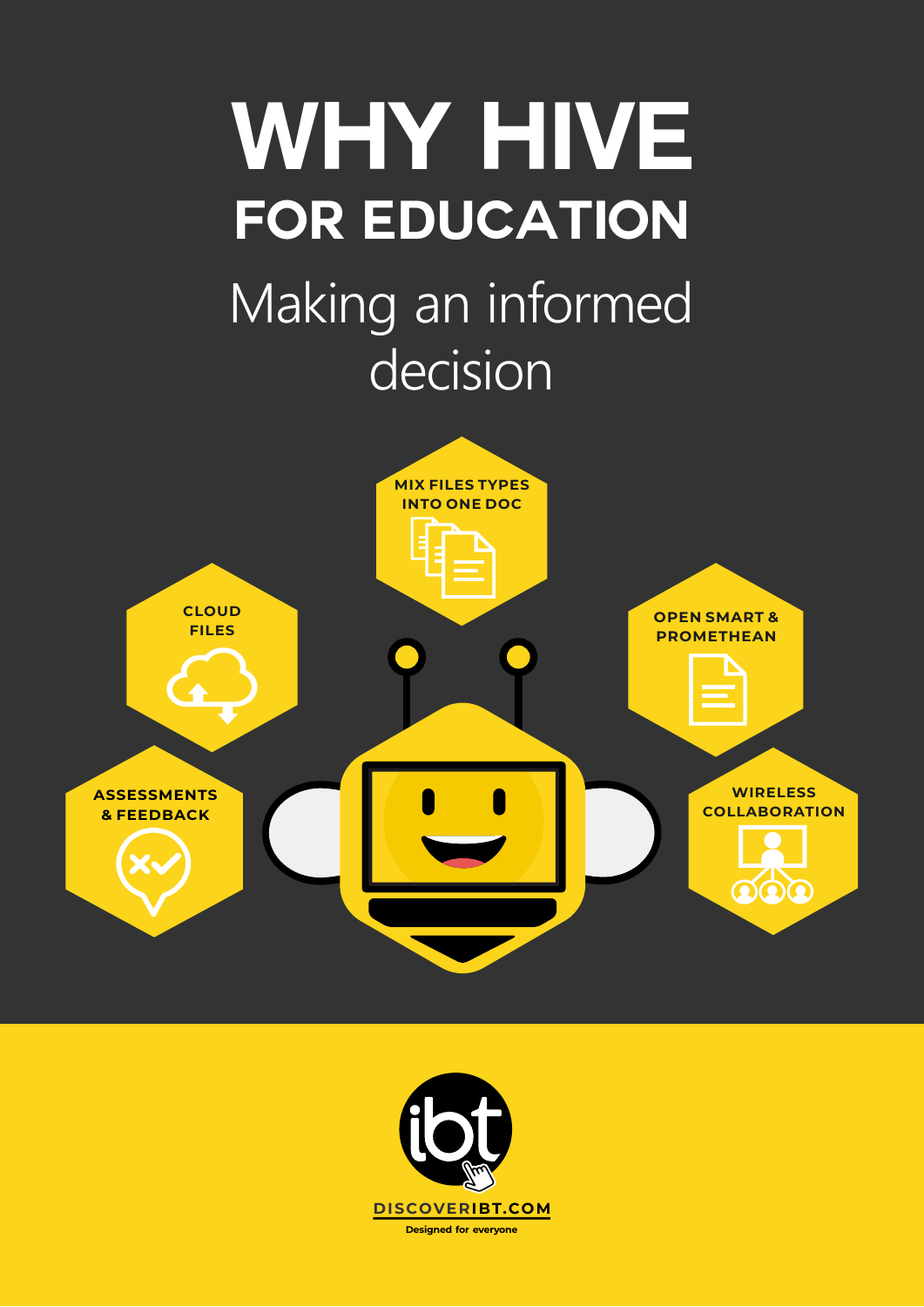# WHY HIVE

## FOR EDUCATION

Making an informed decision

MIX FILES TYPES INTO ONE DOC

CLOUD FILES

OPEN SMART & PROMETHEAN

ASSESSMENTS & FEEDBACK

WIRELESS COLLABORATION

ibt

DISCOVERIBT.COM

Designed for everyone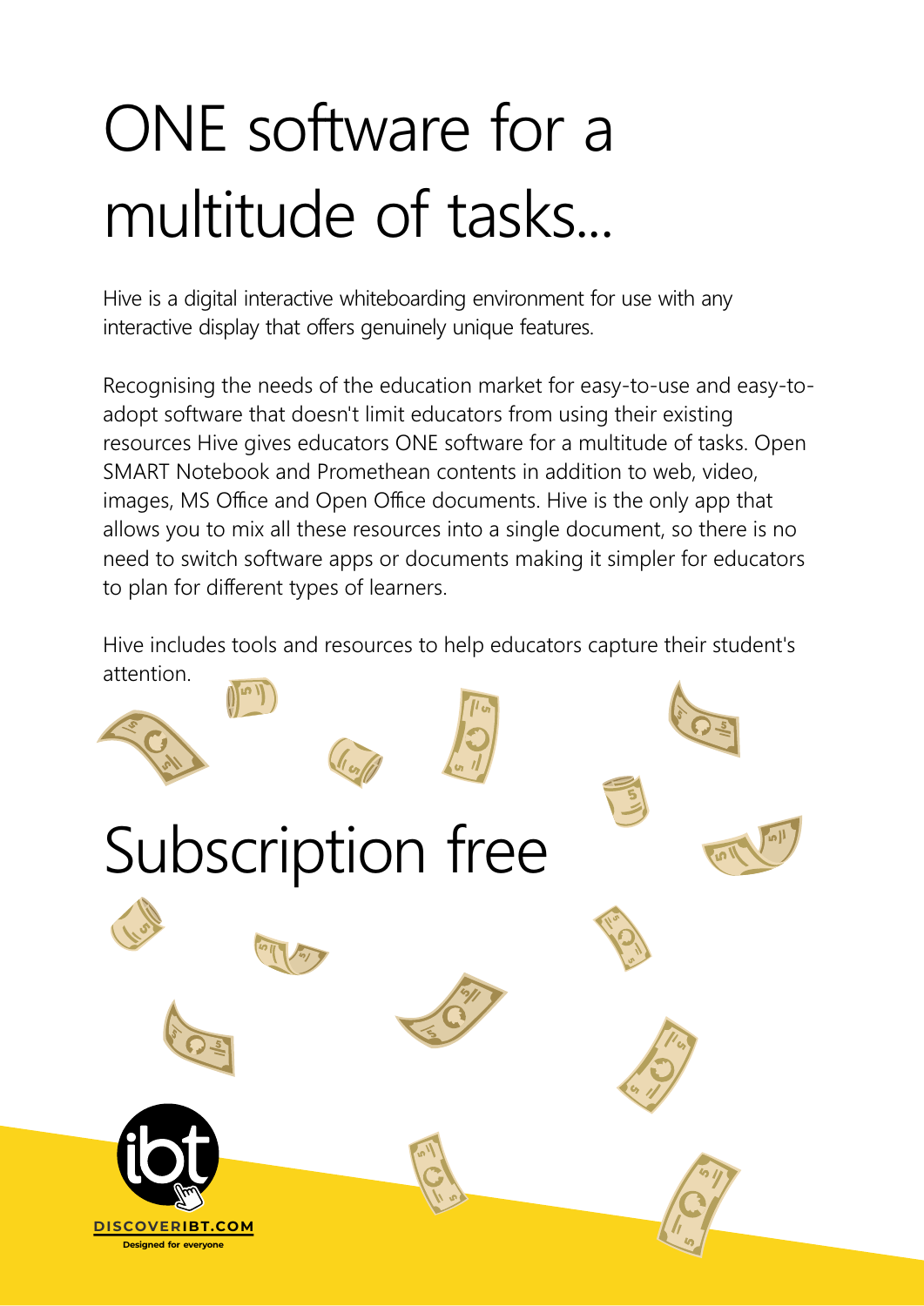# ONE software for a multitude of tasks...

Hive is a digital interactive whiteboarding environment for use with any interactive display that offers genuinely unique features.

Recognising the needs of the education market for easy-to-use and easy-to-adopt software that doesn't limit educators from using their existing resources Hive gives educators ONE software for a multitude of tasks. Open SMART Notebook and Promethean contents in addition to web, video, images, MS Office and Open Office documents. Hive is the only app that allows you to mix all these resources into a single document, so there is no need to switch software apps or documents making it simpler for educators to plan for different types of learners.

Hive includes tools and resources to help educators capture their student's attention.

# Subscription free

DISCOVERIBT.COM

Designed for everyone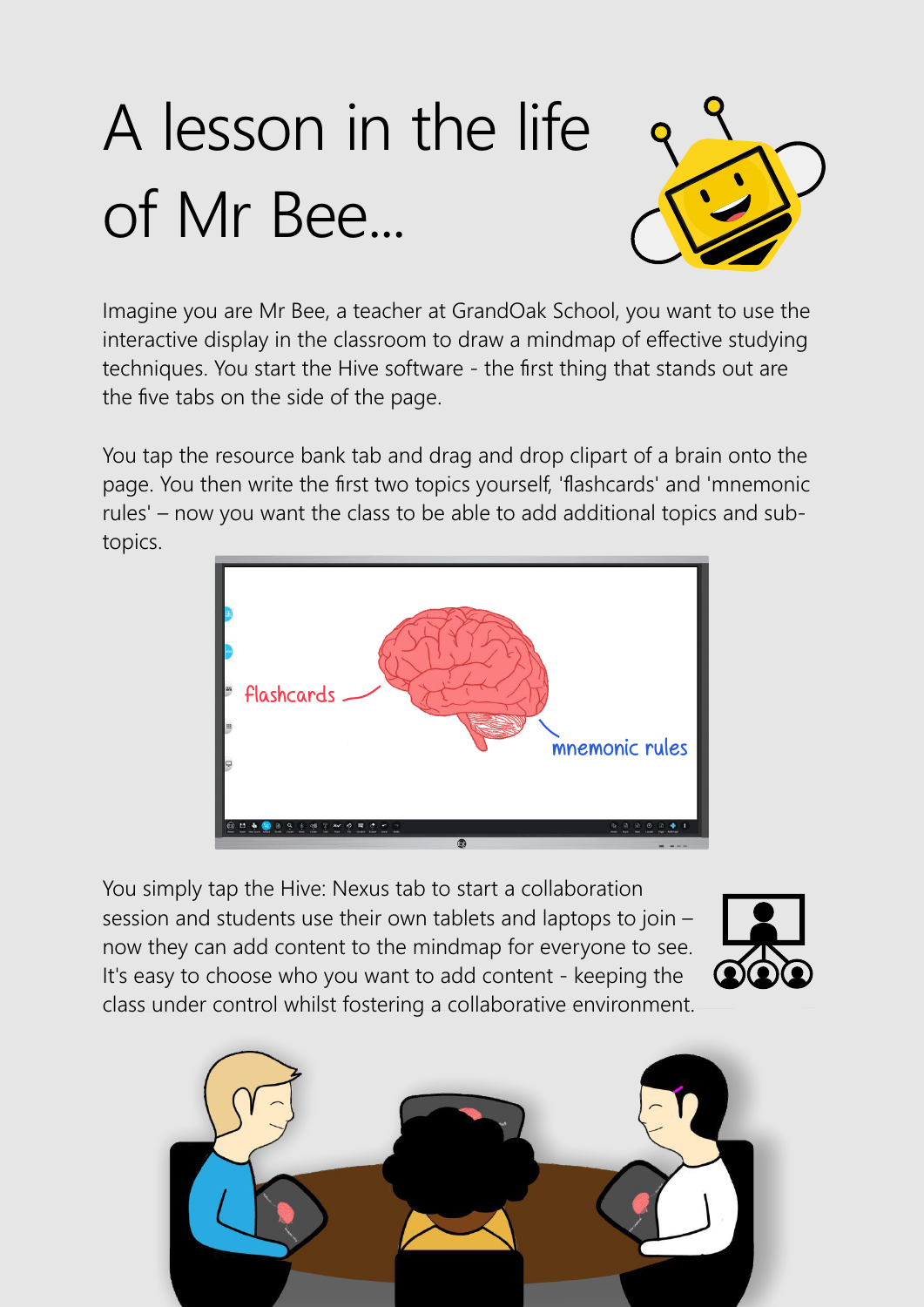# A lesson in the life of Mr Bee...

Imagine you are Mr Bee, a teacher at GrandOak School, you want to use the interactive display in the classroom to draw a mindmap of effective studying techniques. You start the Hive software - the first thing that stands out are the five tabs on the side of the page.

You tap the resource bank tab and drag and drop clipart of a brain onto the page. You then write the first two topics yourself, 'flashcards' and 'mnemonic rules' – now you want the class to be able to add additional topics and sub-topics.

You simply tap the Hive: Nexus tab to start a collaboration session and students use their own tablets and laptops to join – now they can add content to the mindmap for everyone to see. It's easy to choose who you want to add content - keeping the class under control whilst fostering a collaborative environment.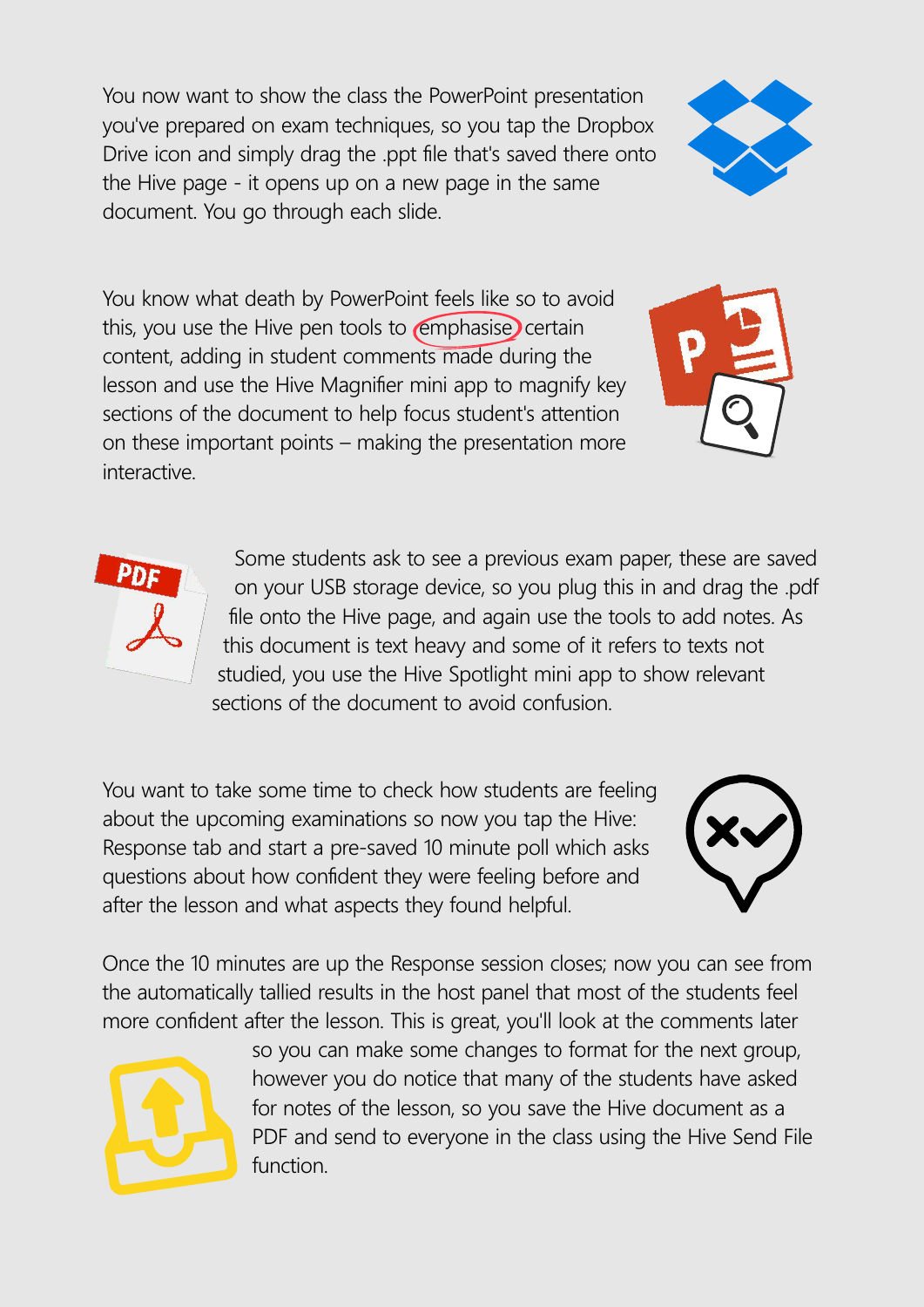You now want to show the class the PowerPoint presentation you've prepared on exam techniques, so you tap the Dropbox Drive icon and simply drag the .ppt file that's saved there onto the Hive page - it opens up on a new page in the same document. You go through each slide.

You know what death by PowerPoint feels like so to avoid this, you use the Hive pen tools to emphasise certain content, adding in student comments made during the lesson and use the Hive Magnifier mini app to magnify key sections of the document to help focus student's attention on these important points – making the presentation more interactive.

Some students ask to see a previous exam paper, these are saved on your USB storage device, so you plug this in and drag the .pdf file onto the Hive page, and again use the tools to add notes. As this document is text heavy and some of it refers to texts not studied, you use the Hive Spotlight mini app to show relevant sections of the document to avoid confusion.

You want to take some time to check how students are feeling about the upcoming examinations so now you tap the Hive: Response tab and start a pre-saved 10 minute poll which asks questions about how confident they were feeling before and after the lesson and what aspects they found helpful.

Once the 10 minutes are up the Response session closes; now you can see from the automatically tallied results in the host panel that most of the students feel more confident after the lesson. This is great, you'll look at the comments later so you can make some changes to format for the next group, however you do notice that many of the students have asked for notes of the lesson, so you save the Hive document as a PDF and send to everyone in the class using the Hive Send File function.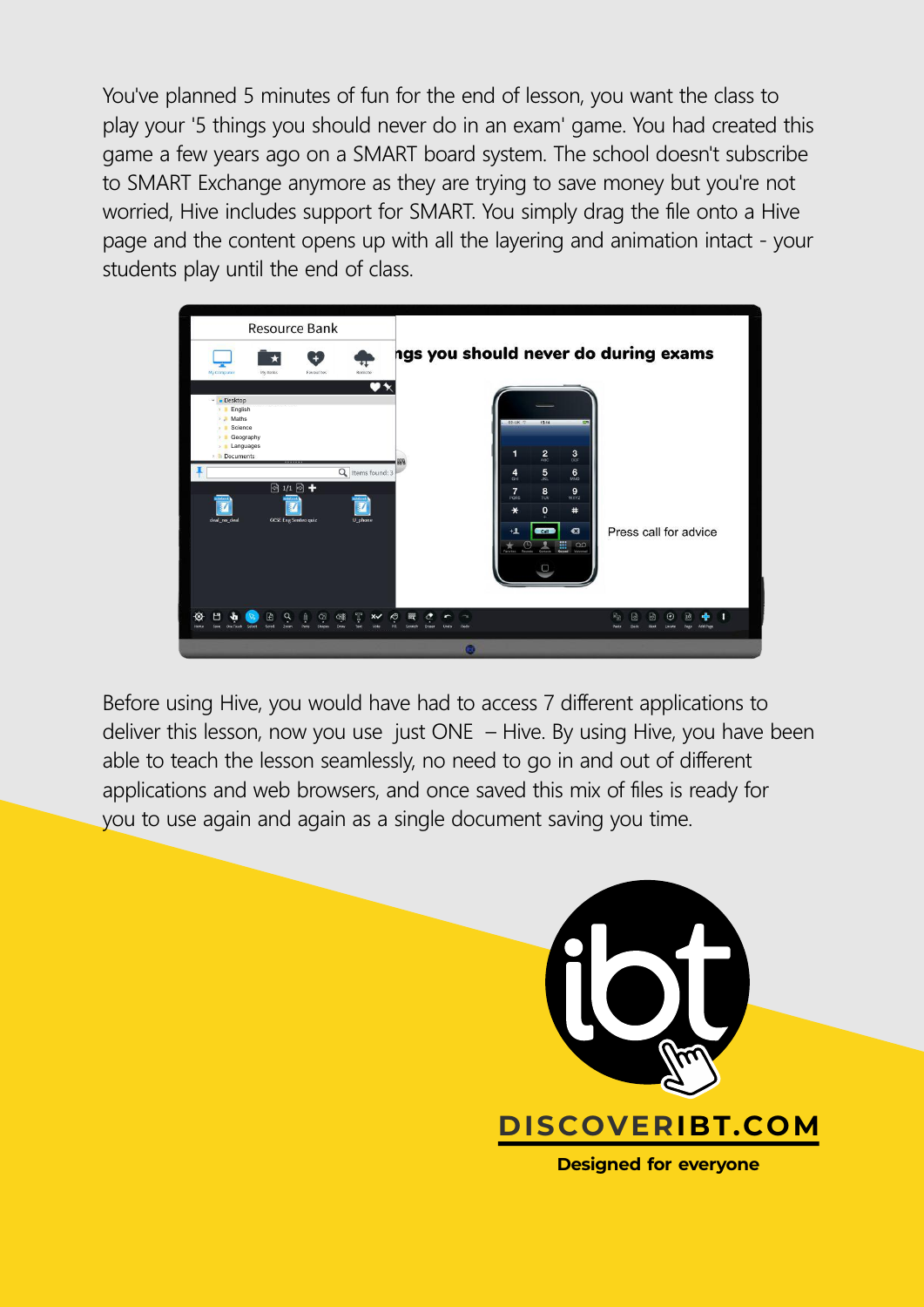You've planned 5 minutes of fun for the end of lesson, you want the class to play your '5 things you should never do in an exam' game. You had created this game a few years ago on a SMART board system. The school doesn't subscribe to SMART Exchange anymore as they are trying to save money but you're not worried, Hive includes support for SMART. You simply drag the file onto a Hive page and the content opens up with all the layering and animation intact - your students play until the end of class.

Before using Hive, you would have had to access 7 different applications to deliver this lesson, now you use just ONE – Hive. By using Hive, you have been able to teach the lesson seamlessly, no need to go in and out of different applications and web browsers, and once saved this mix of files is ready for you to use again and again as a single document saving you time.

**DISCOVERIBT.COM**

**Designed for everyone**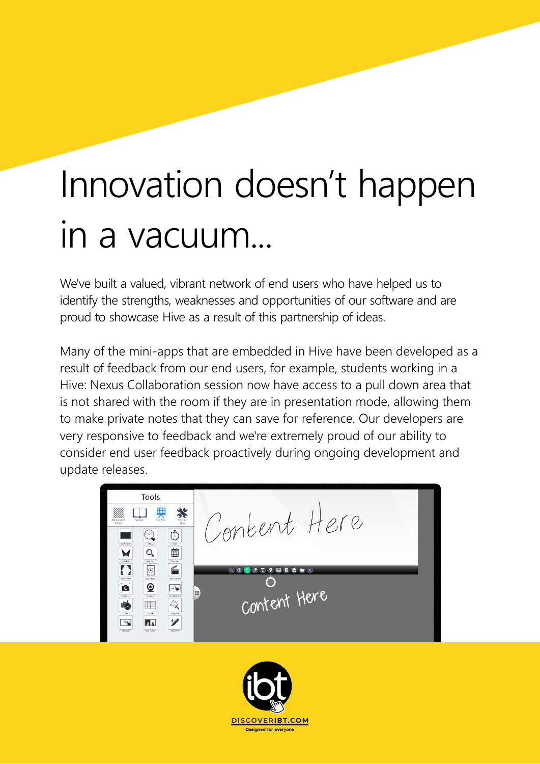# Innovation doesn't happen in a vacuum...

We've built a valued, vibrant network of end users who have helped us to identify the strengths, weaknesses and opportunities of our software and are proud to showcase Hive as a result of this partnership of ideas.

Many of the mini-apps that are embedded in Hive have been developed as a result of feedback from our end users, for example, students working in a Hive: Nexus Collaboration session now have access to a pull down area that is not shared with the room if they are in presentation mode, allowing them to make private notes that they can save for reference. Our developers are very responsive to feedback and we're extremely proud of our ability to consider end user feedback proactively during ongoing development and update releases.

DISCOVERIBT.COM

Designed for everyone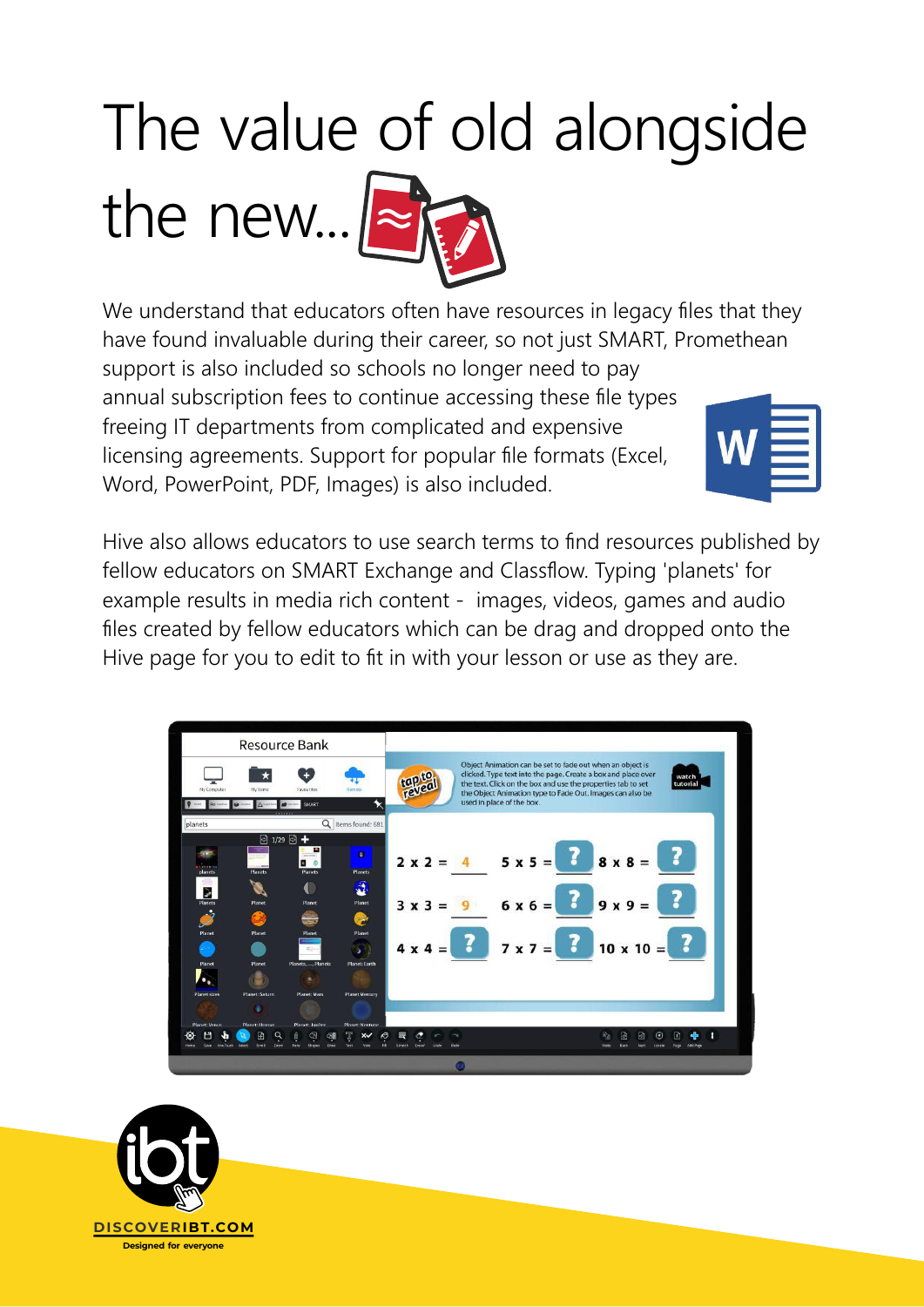# The value of old alongside the new...

We understand that educators often have resources in legacy files that they have found invaluable during their career, so not just SMART, Promethean support is also included so schools no longer need to pay annual subscription fees to continue accessing these file types freeing IT departments from complicated and expensive licensing agreements. Support for popular file formats (Excel, Word, PowerPoint, PDF, Images) is also included.

Hive also allows educators to use search terms to find resources published by fellow educators on SMART Exchange and Classflow. Typing 'planets' for example results in media rich content - images, videos, games and audio files created by fellow educators which can be drag and dropped onto the Hive page for you to edit to fit in with your lesson or use as they are.

DISCOVERIBT.COM

Designed for everyone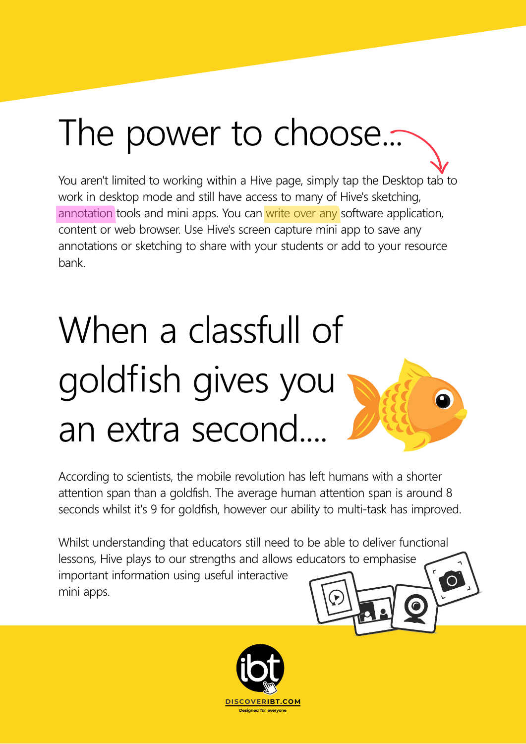# The power to choose...

You aren't limited to working within a Hive page, simply tap the Desktop tab to work in desktop mode and still have access to many of Hive's sketching, annotation tools and mini apps. You can write over any software application, content or web browser. Use Hive's screen capture mini app to save any annotations or sketching to share with your students or add to your resource bank.

# When a classfull of goldfish gives you an extra second....

According to scientists, the mobile revolution has left humans with a shorter attention span than a goldfish. The average human attention span is around 8 seconds whilst it's 9 for goldfish, however our ability to multi-task has improved.

Whilst understanding that educators still need to be able to deliver functional lessons, Hive plays to our strengths and allows educators to emphasise important information using useful interactive mini apps.

DISCOVERIBT.COM
Designed for everyone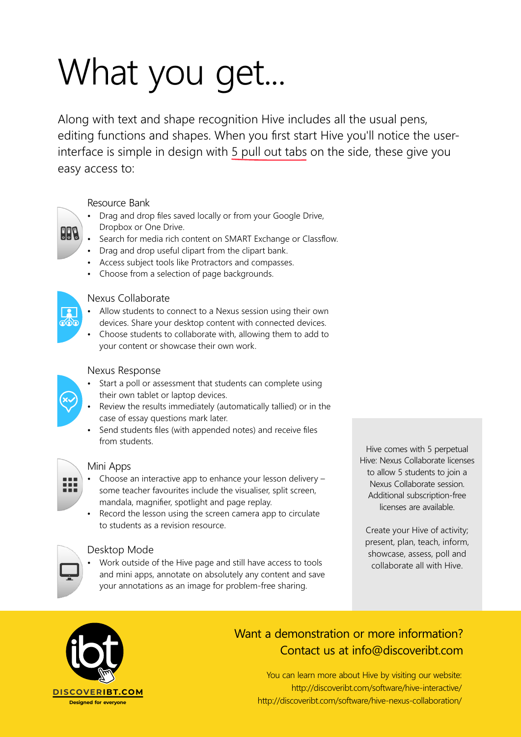# What you get...

Along with text and shape recognition Hive includes all the usual pens, editing functions and shapes. When you first start Hive you'll notice the user-interface is simple in design with 5 pull out tabs on the side, these give you easy access to:

### Resource Bank

- Drag and drop files saved locally or from your Google Drive, Dropbox or One Drive.
- Search for media rich content on SMART Exchange or Classflow.
- Drag and drop useful clipart from the clipart bank.
- Access subject tools like Protractors and compasses.
- Choose from a selection of page backgrounds.

### Nexus Collaborate

- Allow students to connect to a Nexus session using their own devices. Share your desktop content with connected devices.
- Choose students to collaborate with, allowing them to add to your content or showcase their own work.

### Nexus Response

- Start a poll or assessment that students can complete using their own tablet or laptop devices.
- Review the results immediately (automatically tallied) or in the case of essay questions mark later.
- Send students files (with appended notes) and receive files from students.

### Mini Apps

- Choose an interactive app to enhance your lesson delivery – some teacher favourites include the visualiser, split screen, mandala, magnifier, spotlight and page replay.
- Record the lesson using the screen camera app to circulate to students as a revision resource.

### Desktop Mode

- Work outside of the Hive page and still have access to tools and mini apps, annotate on absolutely any content and save your annotations as an image for problem-free sharing.

Hive comes with 5 perpetual Hive: Nexus Collaborate licenses to allow 5 students to join a Nexus Collaborate session. Additional subscription-free licenses are available.

Create your Hive of activity; present, plan, teach, inform, showcase, assess, poll and collaborate all with Hive.

ibt

DISCOVERIBT.COM

Designed for everyone

Want a demonstration or more information?
Contact us at info@discoveribt.com

You can learn more about Hive by visiting our website:
http://discoveribt.com/software/hive-interactive/
http://discoveribt.com/software/hive-nexus-collaboration/